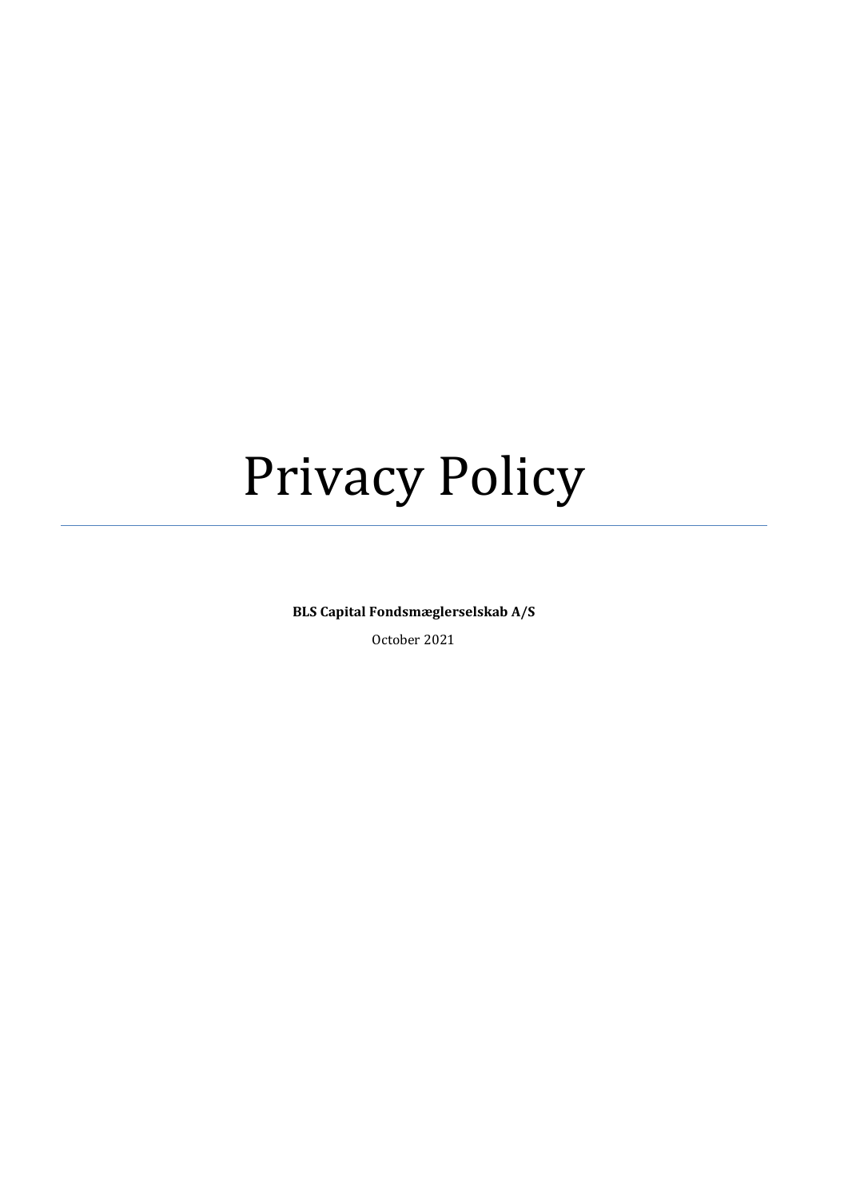# Privacy Policy

---

**BLS Capital Fondsmæglerselskab A/S**

October 2021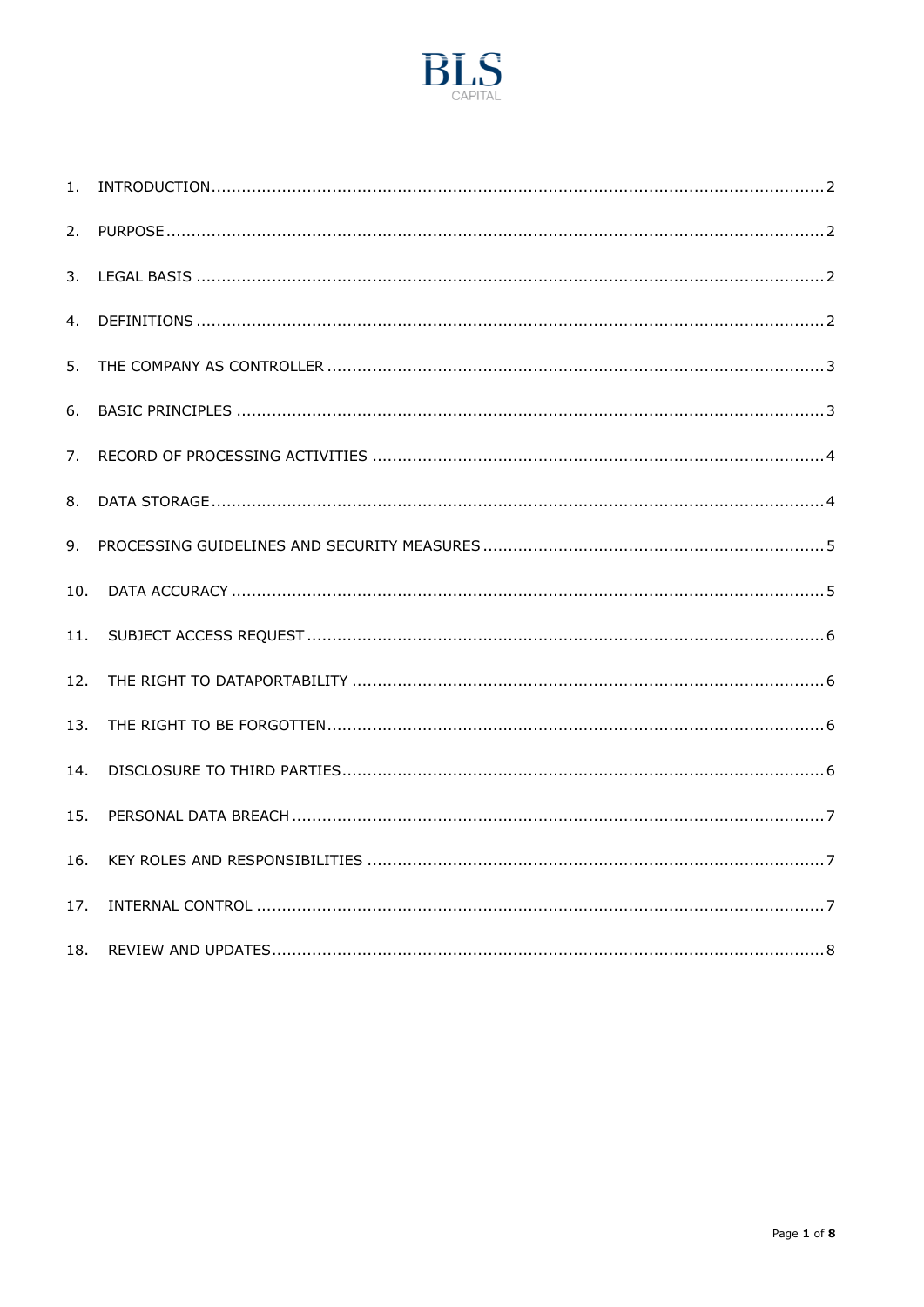1. INTRODUCTION ... 2
2. PURPOSE ... 2
3. LEGAL BASIS ... 2
4. DEFINITIONS ... 2
5. THE COMPANY AS CONTROLLER ... 3
6. BASIC PRINCIPLES ... 3
7. RECORD OF PROCESSING ACTIVITIES ... 4
8. DATA STORAGE ... 4
9. PROCESSING GUIDELINES AND SECURITY MEASURES ... 5
10. DATA ACCURACY ... 5
11. SUBJECT ACCESS REQUEST ... 6
12. THE RIGHT TO DATAPORTABILITY ... 6
13. THE RIGHT TO BE FORGOTTEN ... 6
14. DISCLOSURE TO THIRD PARTIES ... 6
15. PERSONAL DATA BREACH ... 7
16. KEY ROLES AND RESPONSIBILITIES ... 7
17. INTERNAL CONTROL ... 7
18. REVIEW AND UPDATES ... 8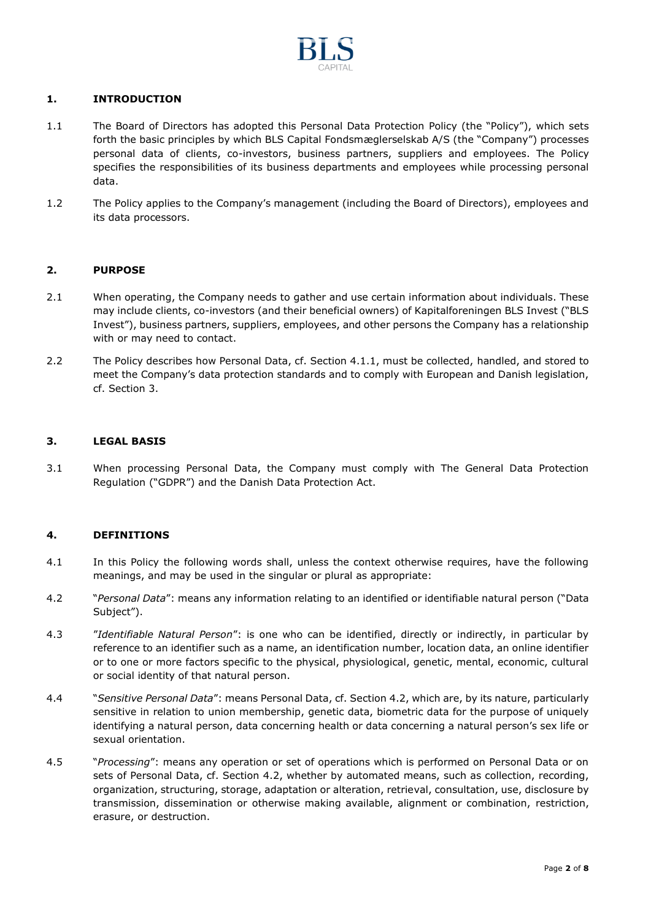## 1. INTRODUCTION

1.1 The Board of Directors has adopted this Personal Data Protection Policy (the "Policy"), which sets forth the basic principles by which BLS Capital Fondsmæglerselskab A/S (the "Company") processes personal data of clients, co-investors, business partners, suppliers and employees. The Policy specifies the responsibilities of its business departments and employees while processing personal data.

1.2 The Policy applies to the Company's management (including the Board of Directors), employees and its data processors.

## 2. PURPOSE

2.1 When operating, the Company needs to gather and use certain information about individuals. These may include clients, co-investors (and their beneficial owners) of Kapitalforeningen BLS Invest ("BLS Invest"), business partners, suppliers, employees, and other persons the Company has a relationship with or may need to contact.

2.2 The Policy describes how Personal Data, cf. Section 4.1.1, must be collected, handled, and stored to meet the Company's data protection standards and to comply with European and Danish legislation, cf. Section 3.

## 3. LEGAL BASIS

3.1 When processing Personal Data, the Company must comply with The General Data Protection Regulation ("GDPR") and the Danish Data Protection Act.

## 4. DEFINITIONS

4.1 In this Policy the following words shall, unless the context otherwise requires, have the following meanings, and may be used in the singular or plural as appropriate:

4.2 "*Personal Data*": means any information relating to an identified or identifiable natural person ("Data Subject").

4.3 "*Identifiable Natural Person*": is one who can be identified, directly or indirectly, in particular by reference to an identifier such as a name, an identification number, location data, an online identifier or to one or more factors specific to the physical, physiological, genetic, mental, economic, cultural or social identity of that natural person.

4.4 "*Sensitive Personal Data*": means Personal Data, cf. Section 4.2, which are, by its nature, particularly sensitive in relation to union membership, genetic data, biometric data for the purpose of uniquely identifying a natural person, data concerning health or data concerning a natural person's sex life or sexual orientation.

4.5 "*Processing*": means any operation or set of operations which is performed on Personal Data or on sets of Personal Data, cf. Section 4.2, whether by automated means, such as collection, recording, organization, structuring, storage, adaptation or alteration, retrieval, consultation, use, disclosure by transmission, dissemination or otherwise making available, alignment or combination, restriction, erasure, or destruction.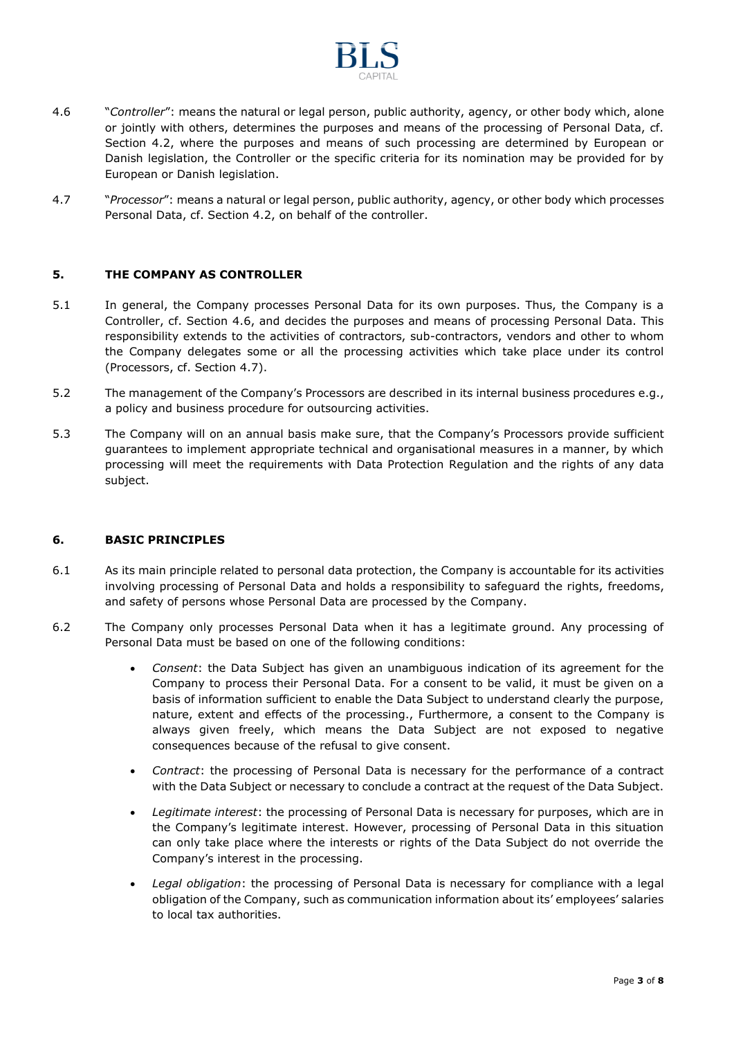4.6 "*Controller*": means the natural or legal person, public authority, agency, or other body which, alone or jointly with others, determines the purposes and means of the processing of Personal Data, cf. Section 4.2, where the purposes and means of such processing are determined by European or Danish legislation, the Controller or the specific criteria for its nomination may be provided for by European or Danish legislation.

4.7 "*Processor*": means a natural or legal person, public authority, agency, or other body which processes Personal Data, cf. Section 4.2, on behalf of the controller.

## 5. THE COMPANY AS CONTROLLER

5.1 In general, the Company processes Personal Data for its own purposes. Thus, the Company is a Controller, cf. Section 4.6, and decides the purposes and means of processing Personal Data. This responsibility extends to the activities of contractors, sub-contractors, vendors and other to whom the Company delegates some or all the processing activities which take place under its control (Processors, cf. Section 4.7).

5.2 The management of the Company's Processors are described in its internal business procedures e.g., a policy and business procedure for outsourcing activities.

5.3 The Company will on an annual basis make sure, that the Company's Processors provide sufficient guarantees to implement appropriate technical and organisational measures in a manner, by which processing will meet the requirements with Data Protection Regulation and the rights of any data subject.

## 6. BASIC PRINCIPLES

6.1 As its main principle related to personal data protection, the Company is accountable for its activities involving processing of Personal Data and holds a responsibility to safeguard the rights, freedoms, and safety of persons whose Personal Data are processed by the Company.

6.2 The Company only processes Personal Data when it has a legitimate ground. Any processing of Personal Data must be based on one of the following conditions:

- *Consent*: the Data Subject has given an unambiguous indication of its agreement for the Company to process their Personal Data. For a consent to be valid, it must be given on a basis of information sufficient to enable the Data Subject to understand clearly the purpose, nature, extent and effects of the processing., Furthermore, a consent to the Company is always given freely, which means the Data Subject are not exposed to negative consequences because of the refusal to give consent.
- *Contract*: the processing of Personal Data is necessary for the performance of a contract with the Data Subject or necessary to conclude a contract at the request of the Data Subject.
- *Legitimate interest*: the processing of Personal Data is necessary for purposes, which are in the Company's legitimate interest. However, processing of Personal Data in this situation can only take place where the interests or rights of the Data Subject do not override the Company's interest in the processing.
- *Legal obligation*: the processing of Personal Data is necessary for compliance with a legal obligation of the Company, such as communication information about its' employees' salaries to local tax authorities.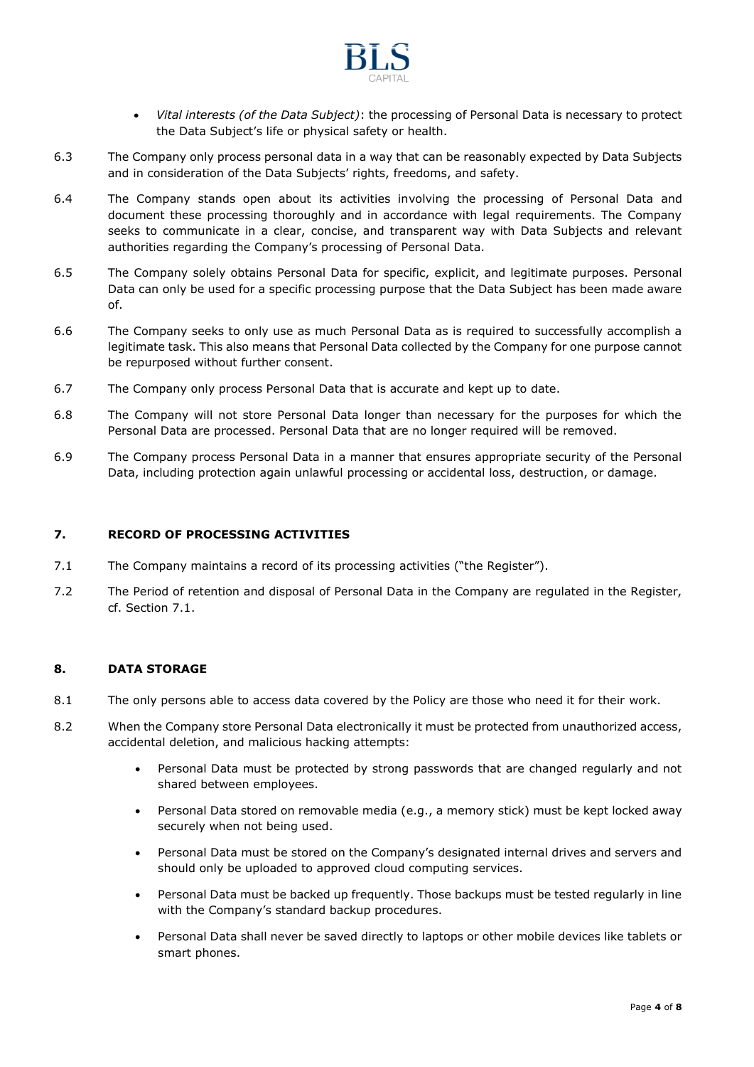- *Vital interests (of the Data Subject)*: the processing of Personal Data is necessary to protect the Data Subject's life or physical safety or health.

6.3 The Company only process personal data in a way that can be reasonably expected by Data Subjects and in consideration of the Data Subjects' rights, freedoms, and safety.

6.4 The Company stands open about its activities involving the processing of Personal Data and document these processing thoroughly and in accordance with legal requirements. The Company seeks to communicate in a clear, concise, and transparent way with Data Subjects and relevant authorities regarding the Company's processing of Personal Data.

6.5 The Company solely obtains Personal Data for specific, explicit, and legitimate purposes. Personal Data can only be used for a specific processing purpose that the Data Subject has been made aware of.

6.6 The Company seeks to only use as much Personal Data as is required to successfully accomplish a legitimate task. This also means that Personal Data collected by the Company for one purpose cannot be repurposed without further consent.

6.7 The Company only process Personal Data that is accurate and kept up to date.

6.8 The Company will not store Personal Data longer than necessary for the purposes for which the Personal Data are processed. Personal Data that are no longer required will be removed.

6.9 The Company process Personal Data in a manner that ensures appropriate security of the Personal Data, including protection again unlawful processing or accidental loss, destruction, or damage.

## 7. RECORD OF PROCESSING ACTIVITIES

7.1 The Company maintains a record of its processing activities ("the Register").

7.2 The Period of retention and disposal of Personal Data in the Company are regulated in the Register, cf. Section 7.1.

## 8. DATA STORAGE

8.1 The only persons able to access data covered by the Policy are those who need it for their work.

8.2 When the Company store Personal Data electronically it must be protected from unauthorized access, accidental deletion, and malicious hacking attempts:

- Personal Data must be protected by strong passwords that are changed regularly and not shared between employees.
- Personal Data stored on removable media (e.g., a memory stick) must be kept locked away securely when not being used.
- Personal Data must be stored on the Company's designated internal drives and servers and should only be uploaded to approved cloud computing services.
- Personal Data must be backed up frequently. Those backups must be tested regularly in line with the Company's standard backup procedures.
- Personal Data shall never be saved directly to laptops or other mobile devices like tablets or smart phones.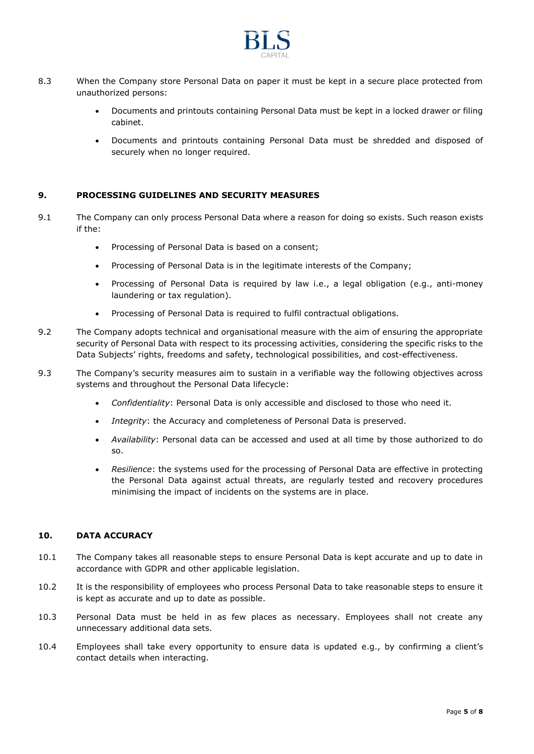8.3 When the Company store Personal Data on paper it must be kept in a secure place protected from unauthorized persons:

- Documents and printouts containing Personal Data must be kept in a locked drawer or filing cabinet.
- Documents and printouts containing Personal Data must be shredded and disposed of securely when no longer required.

## 9. PROCESSING GUIDELINES AND SECURITY MEASURES

9.1 The Company can only process Personal Data where a reason for doing so exists. Such reason exists if the:

- Processing of Personal Data is based on a consent;
- Processing of Personal Data is in the legitimate interests of the Company;
- Processing of Personal Data is required by law i.e., a legal obligation (e.g., anti-money laundering or tax regulation).
- Processing of Personal Data is required to fulfil contractual obligations.

9.2 The Company adopts technical and organisational measure with the aim of ensuring the appropriate security of Personal Data with respect to its processing activities, considering the specific risks to the Data Subjects' rights, freedoms and safety, technological possibilities, and cost-effectiveness.

9.3 The Company's security measures aim to sustain in a verifiable way the following objectives across systems and throughout the Personal Data lifecycle:

- *Confidentiality*: Personal Data is only accessible and disclosed to those who need it.
- *Integrity*: the Accuracy and completeness of Personal Data is preserved.
- *Availability*: Personal data can be accessed and used at all time by those authorized to do so.
- *Resilience*: the systems used for the processing of Personal Data are effective in protecting the Personal Data against actual threats, are regularly tested and recovery procedures minimising the impact of incidents on the systems are in place.

## 10. DATA ACCURACY

10.1 The Company takes all reasonable steps to ensure Personal Data is kept accurate and up to date in accordance with GDPR and other applicable legislation.

10.2 It is the responsibility of employees who process Personal Data to take reasonable steps to ensure it is kept as accurate and up to date as possible.

10.3 Personal Data must be held in as few places as necessary. Employees shall not create any unnecessary additional data sets.

10.4 Employees shall take every opportunity to ensure data is updated e.g., by confirming a client's contact details when interacting.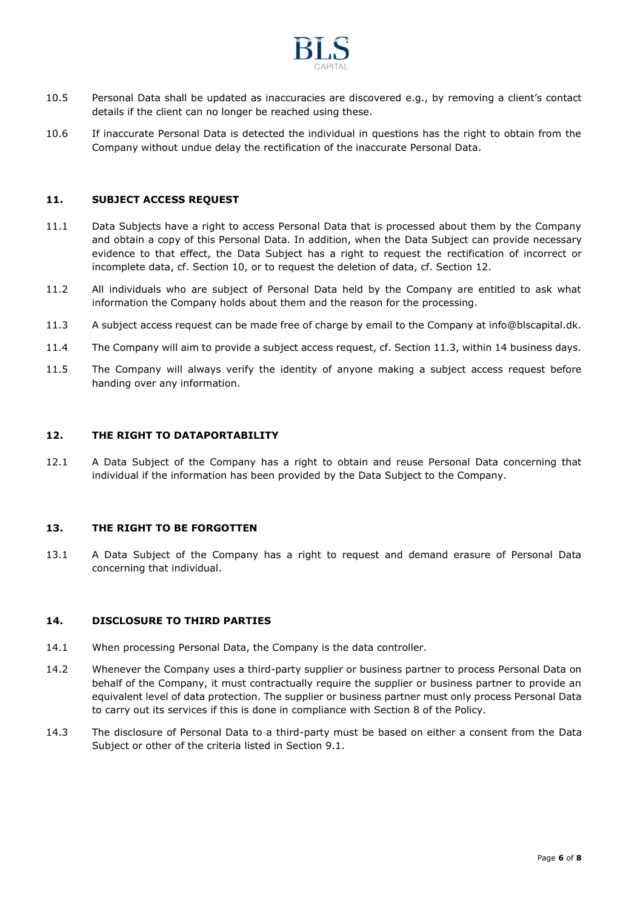10.5 Personal Data shall be updated as inaccuracies are discovered e.g., by removing a client's contact details if the client can no longer be reached using these.

10.6 If inaccurate Personal Data is detected the individual in questions has the right to obtain from the Company without undue delay the rectification of the inaccurate Personal Data.

## 11. SUBJECT ACCESS REQUEST

11.1 Data Subjects have a right to access Personal Data that is processed about them by the Company and obtain a copy of this Personal Data. In addition, when the Data Subject can provide necessary evidence to that effect, the Data Subject has a right to request the rectification of incorrect or incomplete data, cf. Section 10, or to request the deletion of data, cf. Section 12.

11.2 All individuals who are subject of Personal Data held by the Company are entitled to ask what information the Company holds about them and the reason for the processing.

11.3 A subject access request can be made free of charge by email to the Company at info@blscapital.dk.

11.4 The Company will aim to provide a subject access request, cf. Section 11.3, within 14 business days.

11.5 The Company will always verify the identity of anyone making a subject access request before handing over any information.

## 12. THE RIGHT TO DATAPORTABILITY

12.1 A Data Subject of the Company has a right to obtain and reuse Personal Data concerning that individual if the information has been provided by the Data Subject to the Company.

## 13. THE RIGHT TO BE FORGOTTEN

13.1 A Data Subject of the Company has a right to request and demand erasure of Personal Data concerning that individual.

## 14. DISCLOSURE TO THIRD PARTIES

14.1 When processing Personal Data, the Company is the data controller.

14.2 Whenever the Company uses a third-party supplier or business partner to process Personal Data on behalf of the Company, it must contractually require the supplier or business partner to provide an equivalent level of data protection. The supplier or business partner must only process Personal Data to carry out its services if this is done in compliance with Section 8 of the Policy.

14.3 The disclosure of Personal Data to a third-party must be based on either a consent from the Data Subject or other of the criteria listed in Section 9.1.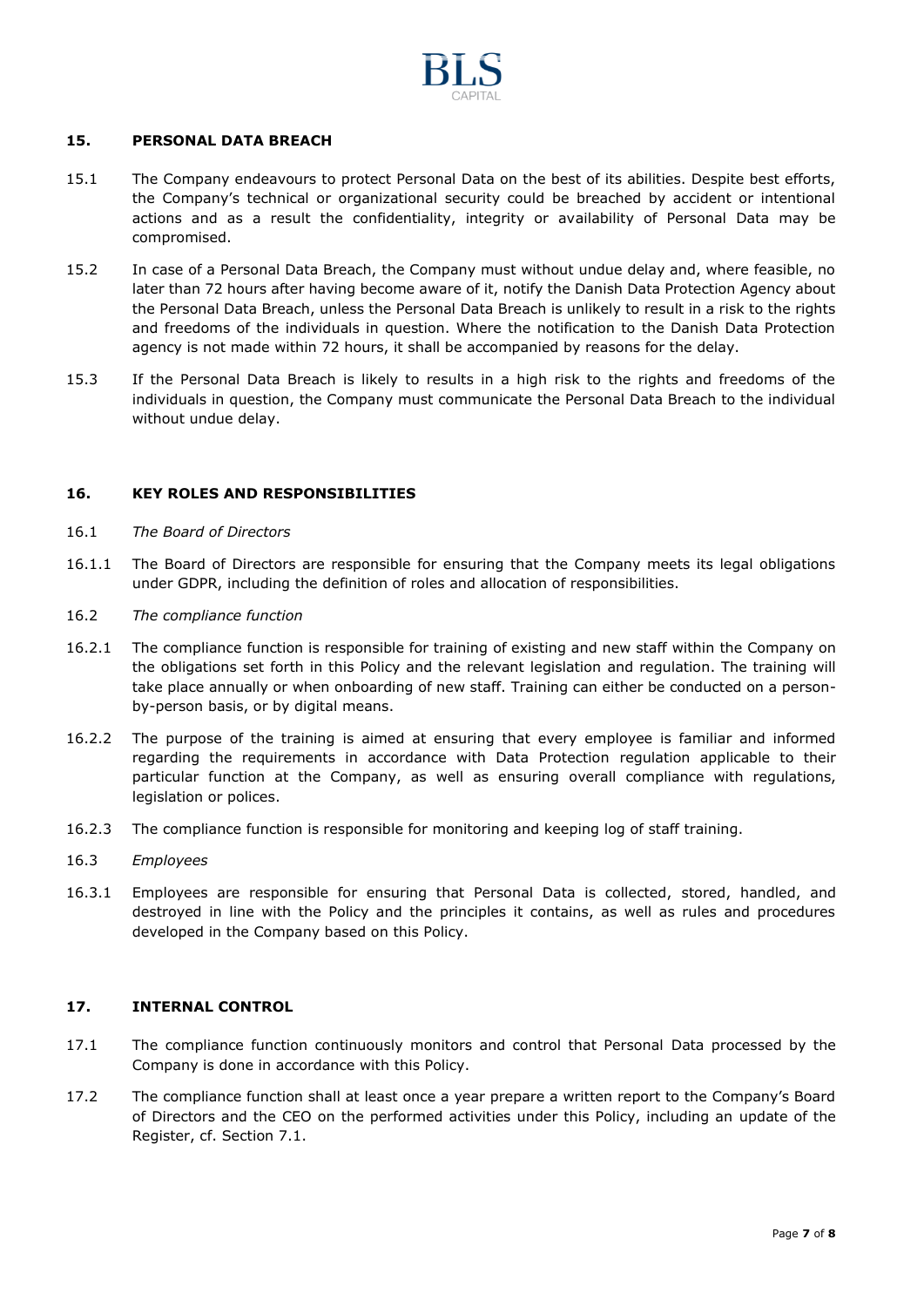## 15. PERSONAL DATA BREACH

15.1 The Company endeavours to protect Personal Data on the best of its abilities. Despite best efforts, the Company's technical or organizational security could be breached by accident or intentional actions and as a result the confidentiality, integrity or availability of Personal Data may be compromised.

15.2 In case of a Personal Data Breach, the Company must without undue delay and, where feasible, no later than 72 hours after having become aware of it, notify the Danish Data Protection Agency about the Personal Data Breach, unless the Personal Data Breach is unlikely to result in a risk to the rights and freedoms of the individuals in question. Where the notification to the Danish Data Protection agency is not made within 72 hours, it shall be accompanied by reasons for the delay.

15.3 If the Personal Data Breach is likely to results in a high risk to the rights and freedoms of the individuals in question, the Company must communicate the Personal Data Breach to the individual without undue delay.

## 16. KEY ROLES AND RESPONSIBILITIES

16.1 *The Board of Directors*

16.1.1 The Board of Directors are responsible for ensuring that the Company meets its legal obligations under GDPR, including the definition of roles and allocation of responsibilities.

16.2 *The compliance function*

16.2.1 The compliance function is responsible for training of existing and new staff within the Company on the obligations set forth in this Policy and the relevant legislation and regulation. The training will take place annually or when onboarding of new staff. Training can either be conducted on a person-by-person basis, or by digital means.

16.2.2 The purpose of the training is aimed at ensuring that every employee is familiar and informed regarding the requirements in accordance with Data Protection regulation applicable to their particular function at the Company, as well as ensuring overall compliance with regulations, legislation or polices.

16.2.3 The compliance function is responsible for monitoring and keeping log of staff training.

16.3 *Employees*

16.3.1 Employees are responsible for ensuring that Personal Data is collected, stored, handled, and destroyed in line with the Policy and the principles it contains, as well as rules and procedures developed in the Company based on this Policy.

## 17. INTERNAL CONTROL

17.1 The compliance function continuously monitors and control that Personal Data processed by the Company is done in accordance with this Policy.

17.2 The compliance function shall at least once a year prepare a written report to the Company's Board of Directors and the CEO on the performed activities under this Policy, including an update of the Register, cf. Section 7.1.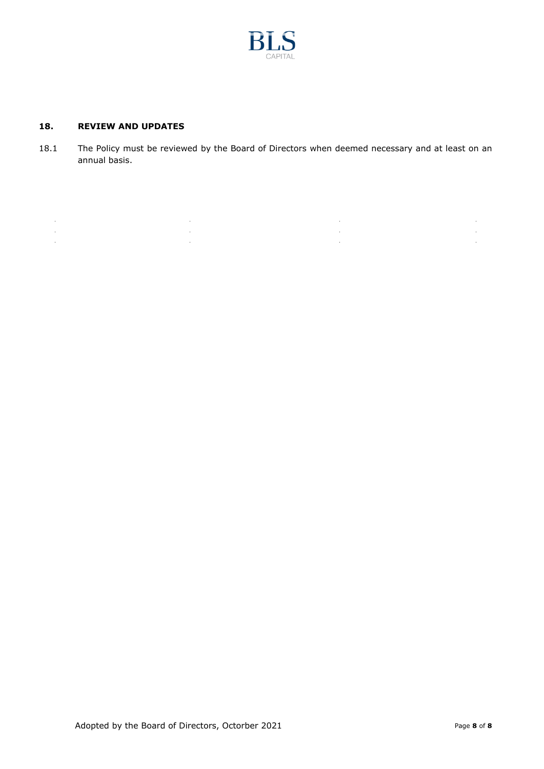## 18. REVIEW AND UPDATES

18.1 The Policy must be reviewed by the Board of Directors when deemed necessary and at least on an annual basis.